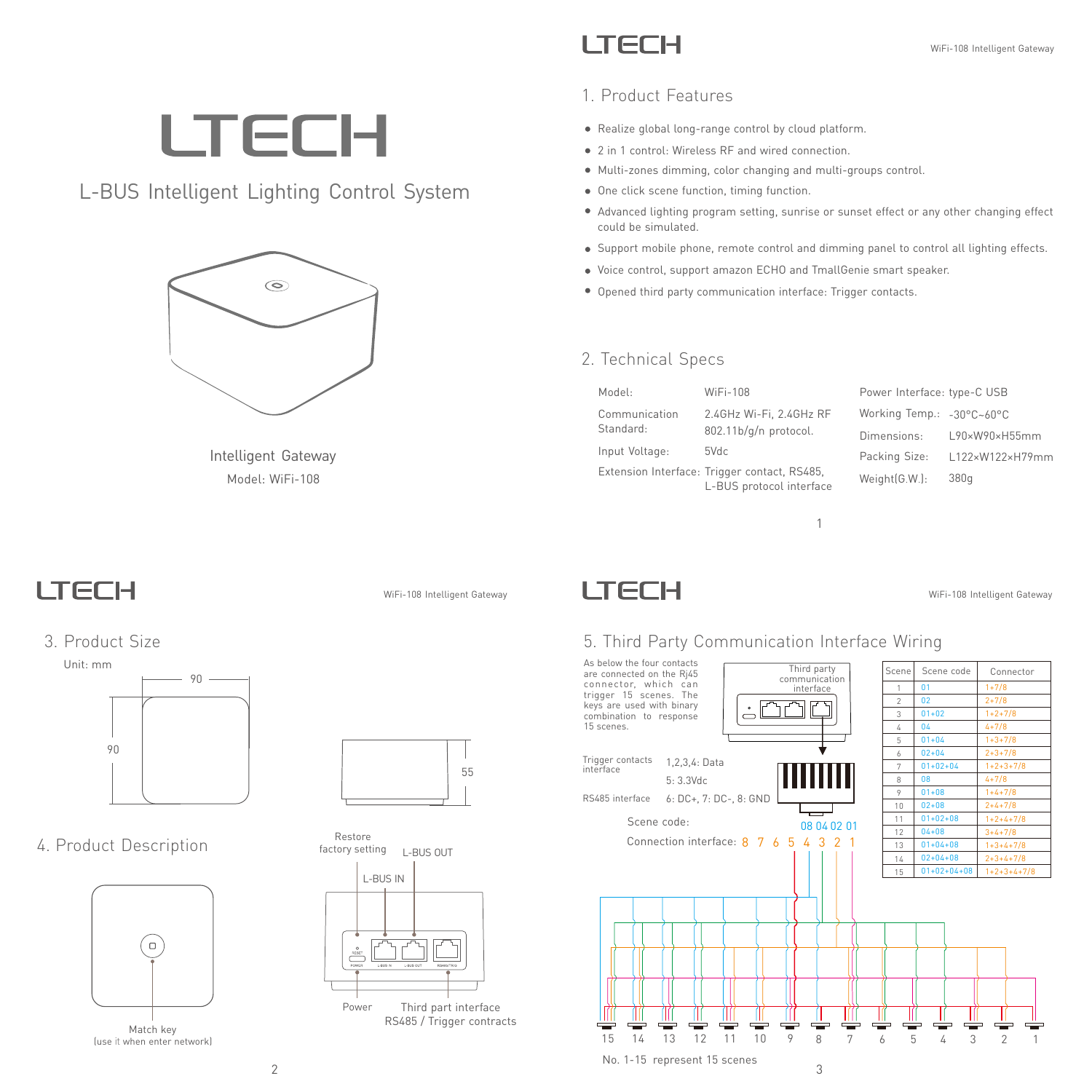# LTECH

## L-BUS Intelligent Lighting Control System

Intelligent Gateway

Model: WiFi-108

## 1. Product Features

- Realize global long-range control by cloud platform.
- 2 in 1 control: Wireless RF and wired connection.
- Multi-zones dimming, color changing and multi-groups control.
- One click scene function, timing function.
- Advanced lighting program setting, sunrise or sunset effect or any other changing effect could be simulated.
- Support mobile phone, remote control and dimming panel to control all lighting effects.
- Voice control, support amazon ECHO and TmallGenie smart speaker.
- Opened third party communication interface: Trigger contacts.

## 2. Technical Specs

| | | | |
|---|---|---|---|
| Model: | WiFi-108 | Power Interface: | type-C USB |
| Communication Standard: | 2.4GHz Wi-Fi, 2.4GHz RF 802.11b/g/n protocol. | Working Temp.: | -30°C~60°C |
| Input Voltage: | 5Vdc | Dimensions: | L90×W90×H55mm |
| Extension Interface: | Trigger contact, RS485, L-BUS protocol interface | Packing Size: | L122×W122×H79mm |
| | | Weight(G.W.): | 380g |

## 3. Product Size

Unit: mm

90 × 90, height 55

## 4. Product Description

Match key (use it when enter network)

Restore factory setting

L-BUS IN

L-BUS OUT

Power

Third part interface RS485 / Trigger contracts

## 5. Third Party Communication Interface Wiring

As below the four contacts are connected on the Rj45 connector, which can trigger 15 scenes. The keys are used with binary combination to response 15 scenes.

Third party communication interface

Trigger contacts interface: 1,2,3,4: Data; 5: 3.3Vdc

RS485 interface: 6: DC+, 7: DC-, 8: GND

Scene code: 08 04 02 01

Connection interface: 8 7 6 5 4 3 2 1

| Scene | Scene code | Connector |
|---|---|---|
| 1 | 01 | 1+7/8 |
| 2 | 02 | 2+7/8 |
| 3 | 01+02 | 1+2+7/8 |
| 4 | 04 | 4+7/8 |
| 5 | 01+04 | 1+3+7/8 |
| 6 | 02+04 | 2+3+7/8 |
| 7 | 01+02+04 | 1+2+3+7/8 |
| 8 | 08 | 4+7/8 |
| 9 | 01+08 | 1+4+7/8 |
| 10 | 02+08 | 2+4+7/8 |
| 11 | 01+02+08 | 1+2+4+7/8 |
| 12 | 04+08 | 3+4+7/8 |
| 13 | 01+04+08 | 1+3+4+7/8 |
| 14 | 02+04+08 | 2+3+4+7/8 |
| 15 | 01+02+04+08 | 1+2+3+4+7/8 |

15 14 13 12 11 10 9 8 7 6 5 4 3 2 1

No. 1-15 represent 15 scenes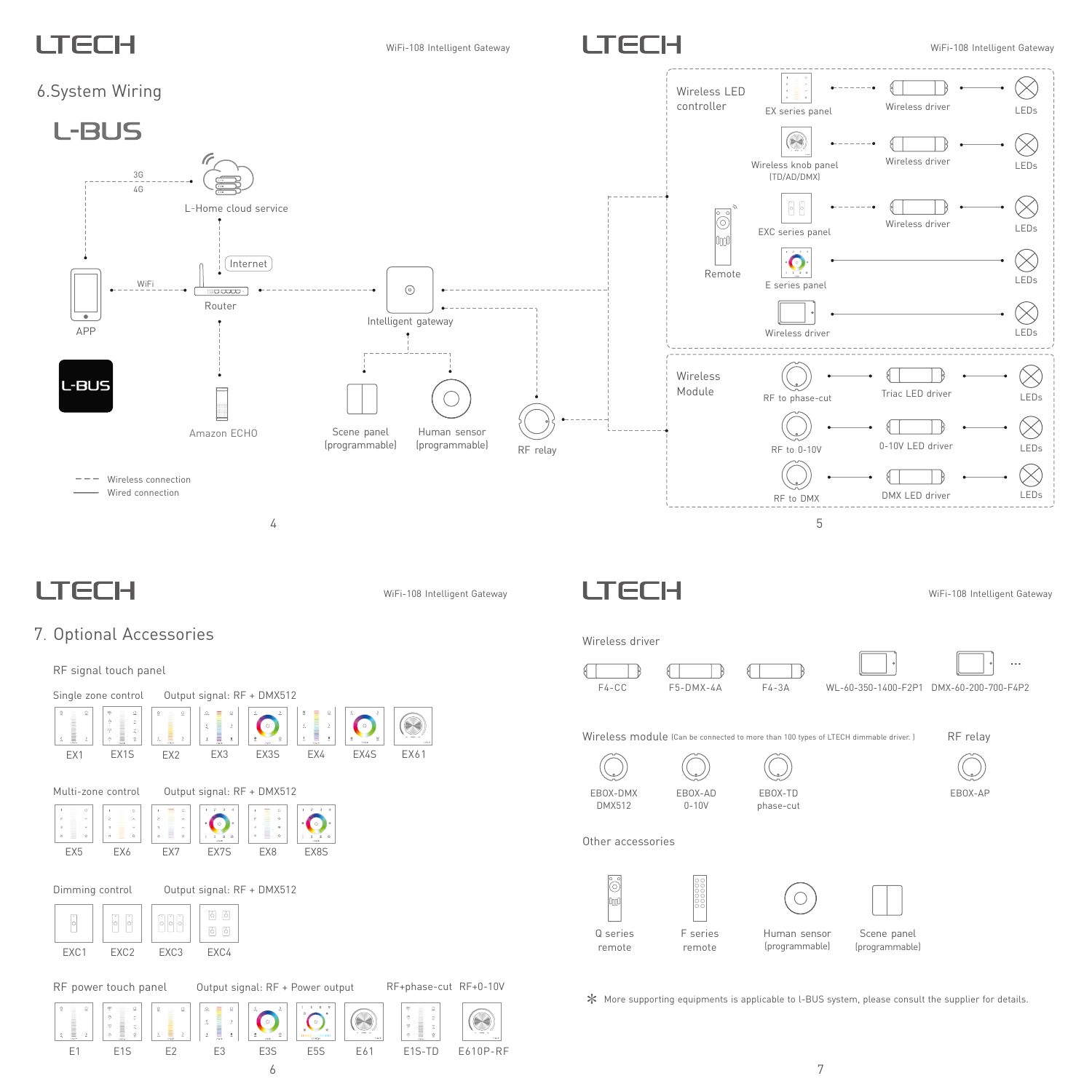## 6.System Wiring

### L-BUS

3G
4G

L-Home cloud service

Internet

WiFi

APP

Router

Intelligent gateway

L-BUS

Amazon ECHO

Scene panel (programmable)

Human sensor (programmable)

RF relay

- - - Wireless connection
—— Wired connection

Wireless LED controller

| | | |
|---|---|---|
| EX series panel | Wireless driver | LEDs |
| Wireless knob panel (TD/AD/DMX) | Wireless driver | LEDs |
| EXC series panel | Wireless driver | LEDs |
| E series panel | | LEDs |
| Wireless driver | | LEDs |

Remote

Wireless Module

| | | |
|---|---|---|
| RF to phase-cut | Triac LED driver | LEDs |
| RF to 0-10V | 0-10V LED driver | LEDs |
| RF to DMX | DMX LED driver | LEDs |

## 7. Optional Accessories

### RF signal touch panel

Single zone control — Output signal: RF + DMX512

EX1, EX1S, EX2, EX3, EX3S, EX4, EX4S, EX61

Multi-zone control — Output signal: RF + DMX512

EX5, EX6, EX7, EX7S, EX8, EX8S

Dimming control — Output signal: RF + DMX512

EXC1, EXC2, EXC3, EXC4

### RF power touch panel

Output signal: RF + Power output

E1, E1S, E2, E3, E3S, E5S, E61

RF+phase-cut: E1S-TD

RF+0-10V: E610P-RF

### Wireless driver

F4-CC, F5-DMX-4A, F4-3A, WL-60-350-1400-F2P1, DMX-60-200-700-F4P2 ...

### Wireless module (Can be connected to more than 100 types of LTECH dimmable driver.)

EBOX-DMX DMX512, EBOX-AD 0-10V, EBOX-TD phase-cut

### RF relay

EBOX-AP

### Other accessories

Q series remote, F series remote, Human sensor (programmable), Scene panel (programmable)

* More supporting equipments is applicable to l-BUS system, please consult the supplier for details.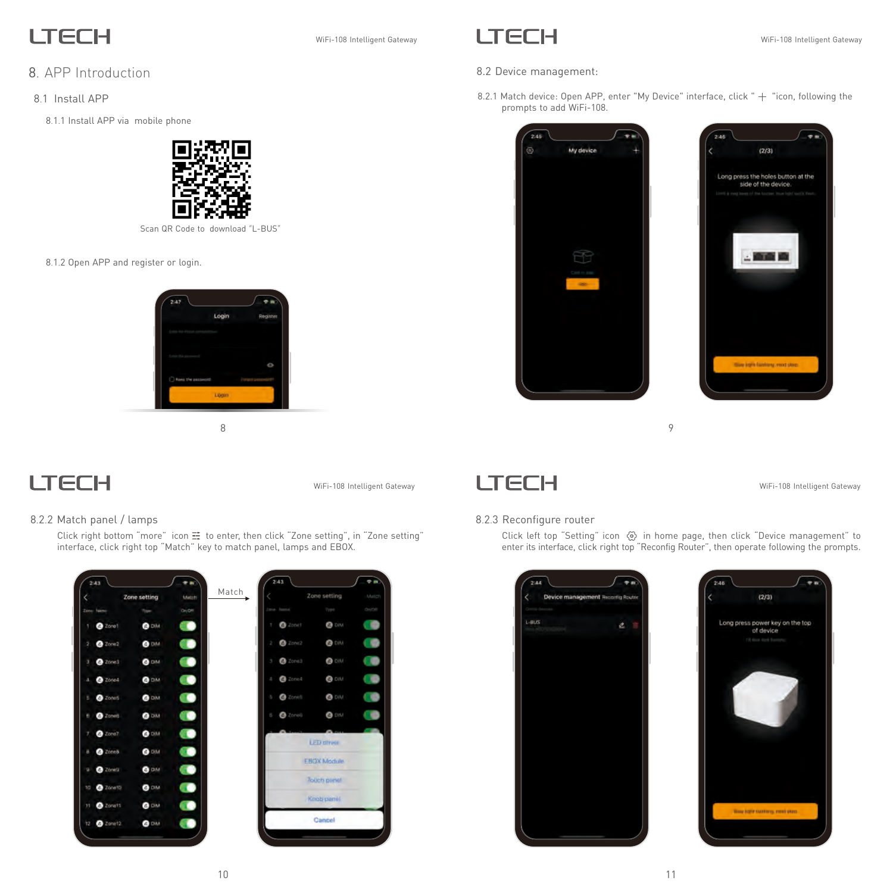# 8. APP Introduction

## 8.1 Install APP

8.1.1 Install APP via mobile phone

Scan QR Code to download "L-BUS"

8.1.2 Open APP and register or login.

## 8.2 Device management:

8.2.1 Match device: Open APP, enter "My Device" interface, click " + "icon, following the prompts to add WiFi-108.

### 8.2.2 Match panel / lamps

Click right bottom "more" icon to enter, then click "Zone setting", in "Zone setting" interface, click right top "Match" key to match panel, lamps and EBOX.

Match

### 8.2.3 Reconfigure router

Click left top "Setting" icon in home page, then click "Device management" to enter its interface, click right top "Reconfig Router", then operate following the prompts.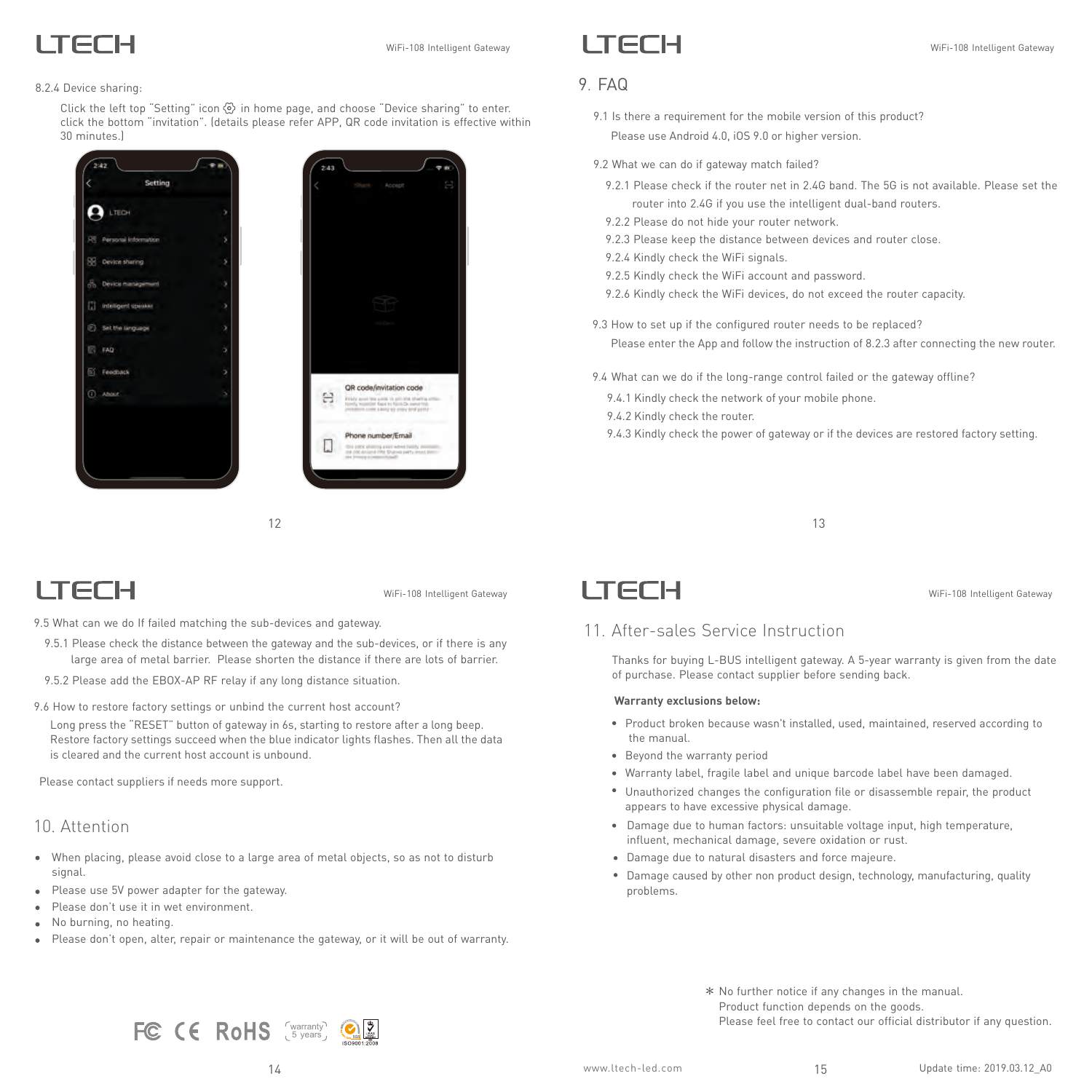8.2.4 Device sharing:

Click the left top "Setting" icon in home page, and choose "Device sharing" to enter. click the bottom "invitation". (details please refer APP, QR code invitation is effective within 30 minutes.)

Setting

LTECH

Personal information

Device sharing

Device management

Intelligent speaker

Set the language

FAQ

Feedback

About

Share Accept

QR code/invitation code

Phone number/Email

## 9. FAQ

9.1 Is there a requirement for the mobile version of this product?

Please use Android 4.0, iOS 9.0 or higher version.

9.2 What we can do if gateway match failed?

9.2.1 Please check if the router net in 2.4G band. The 5G is not available. Please set the router into 2.4G if you use the intelligent dual-band routers.

9.2.2 Please do not hide your router network.

9.2.3 Please keep the distance between devices and router close.

9.2.4 Kindly check the WiFi signals.

9.2.5 Kindly check the WiFi account and password.

9.2.6 Kindly check the WiFi devices, do not exceed the router capacity.

9.3 How to set up if the configured router needs to be replaced?

Please enter the App and follow the instruction of 8.2.3 after connecting the new router.

9.4 What can we do if the long-range control failed or the gateway offline?

9.4.1 Kindly check the network of your mobile phone.

9.4.2 Kindly check the router.

9.4.3 Kindly check the power of gateway or if the devices are restored factory setting.

9.5 What can we do If failed matching the sub-devices and gateway.

9.5.1 Please check the distance between the gateway and the sub-devices, or if there is any large area of metal barrier. Please shorten the distance if there are lots of barrier.

9.5.2 Please add the EBOX-AP RF relay if any long distance situation.

9.6 How to restore factory settings or unbind the current host account?

Long press the "RESET" button of gateway in 6s, starting to restore after a long beep. Restore factory settings succeed when the blue indicator lights flashes. Then all the data is cleared and the current host account is unbound.

Please contact suppliers if needs more support.

## 10. Attention

- When placing, please avoid close to a large area of metal objects, so as not to disturb signal.
- Please use 5V power adapter for the gateway.
- Please don't use it in wet environment.
- No burning, no heating.
- Please don't open, alter, repair or maintenance the gateway, or it will be out of warranty.

FC CE RoHS warranty 5 years ISO9001:2008

## 11. After-sales Service Instruction

Thanks for buying L-BUS intelligent gateway. A 5-year warranty is given from the date of purchase. Please contact supplier before sending back.

**Warranty exclusions below:**

- Product broken because wasn't installed, used, maintained, reserved according to the manual.
- Beyond the warranty period
- Warranty label, fragile label and unique barcode label have been damaged.
- Unauthorized changes the configuration file or disassemble repair, the product appears to have excessive physical damage.
- Damage due to human factors: unsuitable voltage input, high temperature, influent, mechanical damage, severe oxidation or rust.
- Damage due to natural disasters and force majeure.
- Damage caused by other non product design, technology, manufacturing, quality problems.

* No further notice if any changes in the manual.
Product function depends on the goods.
Please feel free to contact our official distributor if any question.

www.ltech-led.com

Update time: 2019.03.12_A0